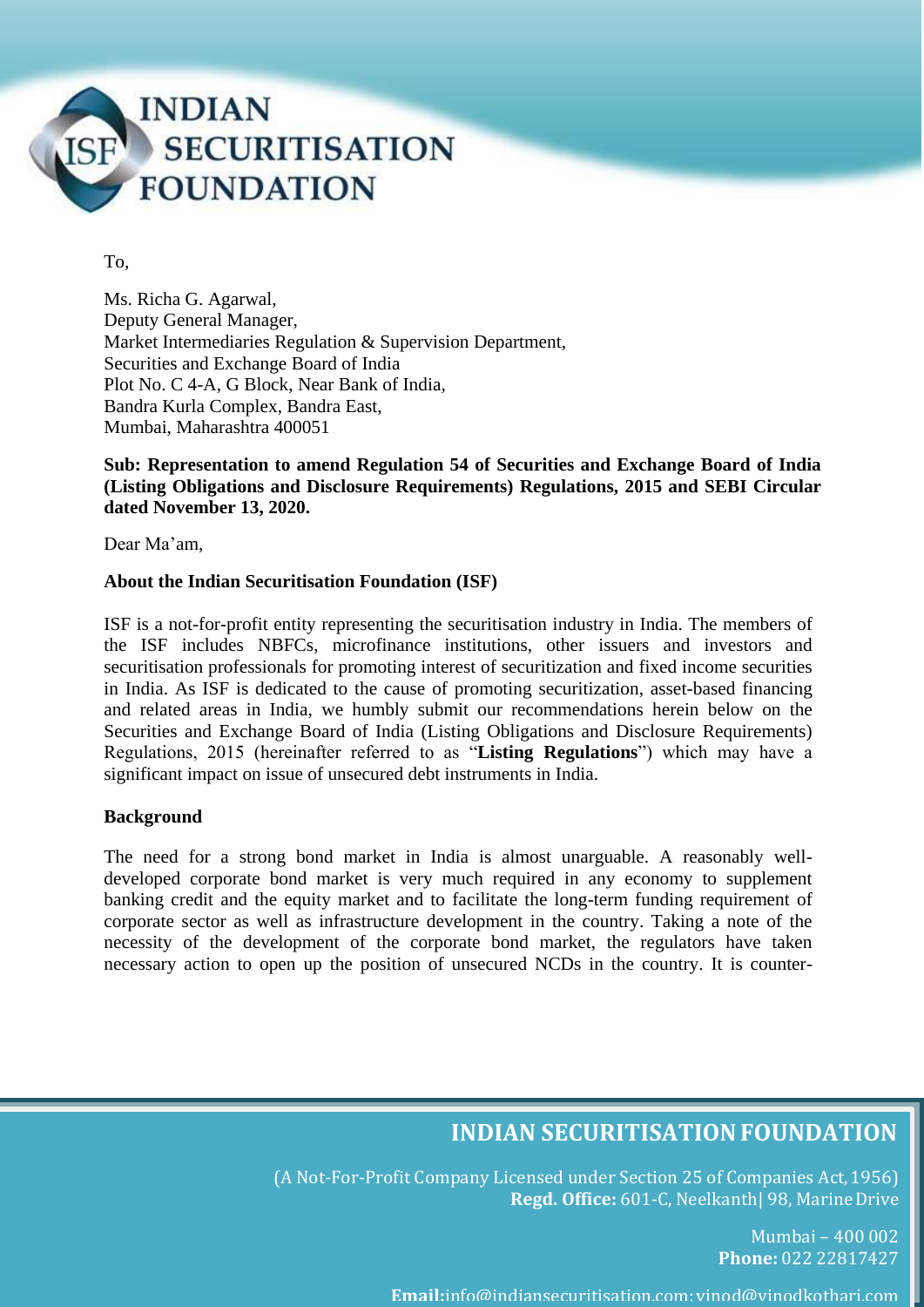To,

Ms. Richa G. Agarwal,
Deputy General Manager,
Market Intermediaries Regulation & Supervision Department,
Securities and Exchange Board of India
Plot No. C 4-A, G Block, Near Bank of India,
Bandra Kurla Complex, Bandra East,
Mumbai, Maharashtra 400051

**Sub: Representation to amend Regulation 54 of Securities and Exchange Board of India (Listing Obligations and Disclosure Requirements) Regulations, 2015 and SEBI Circular dated November 13, 2020.**

Dear Ma'am,

**About the Indian Securitisation Foundation (ISF)**

ISF is a not-for-profit entity representing the securitisation industry in India. The members of the ISF includes NBFCs, microfinance institutions, other issuers and investors and securitisation professionals for promoting interest of securitization and fixed income securities in India. As ISF is dedicated to the cause of promoting securitization, asset-based financing and related areas in India, we humbly submit our recommendations herein below on the Securities and Exchange Board of India (Listing Obligations and Disclosure Requirements) Regulations, 2015 (hereinafter referred to as "**Listing Regulations**") which may have a significant impact on issue of unsecured debt instruments in India.

**Background**

The need for a strong bond market in India is almost unarguable. A reasonably well-developed corporate bond market is very much required in any economy to supplement banking credit and the equity market and to facilitate the long-term funding requirement of corporate sector as well as infrastructure development in the country. Taking a note of the necessity of the development of the corporate bond market, the regulators have taken necessary action to open up the position of unsecured NCDs in the country. It is counter-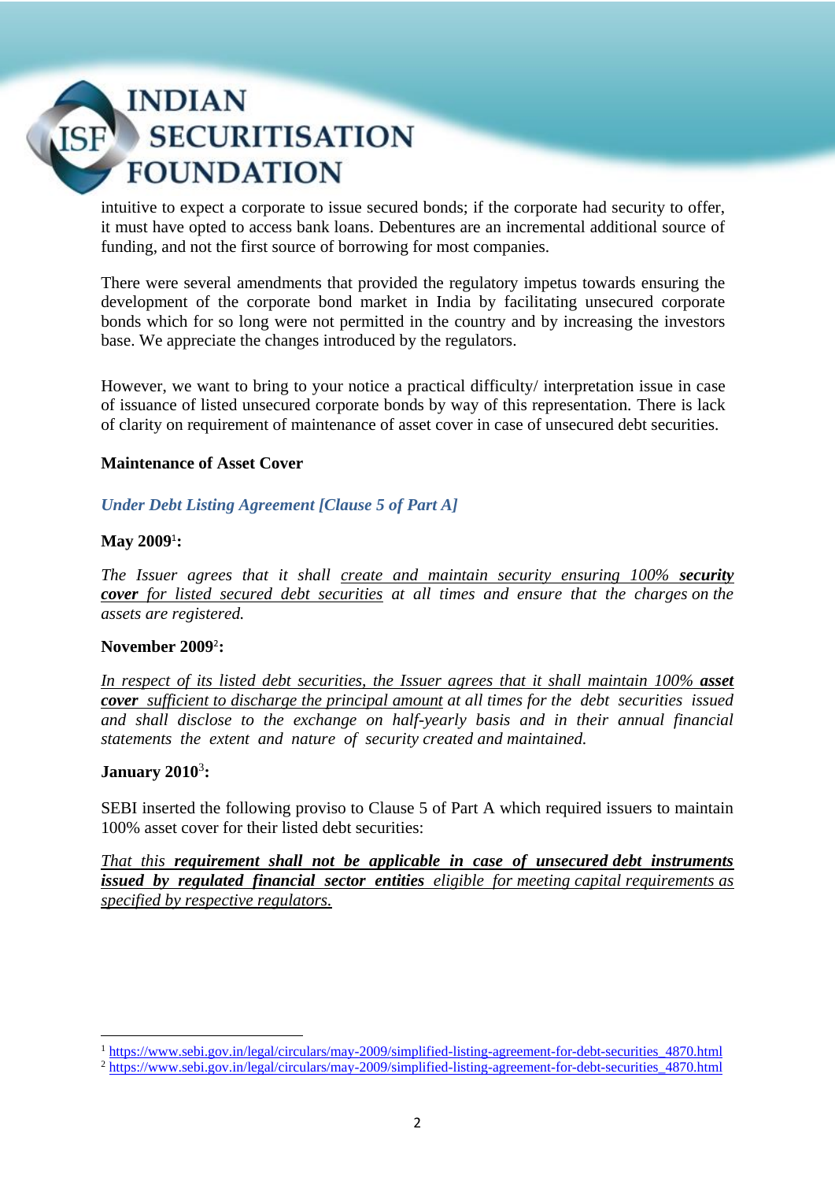intuitive to expect a corporate to issue secured bonds; if the corporate had security to offer, it must have opted to access bank loans. Debentures are an incremental additional source of funding, and not the first source of borrowing for most companies.

There were several amendments that provided the regulatory impetus towards ensuring the development of the corporate bond market in India by facilitating unsecured corporate bonds which for so long were not permitted in the country and by increasing the investors base. We appreciate the changes introduced by the regulators.

However, we want to bring to your notice a practical difficulty/ interpretation issue in case of issuance of listed unsecured corporate bonds by way of this representation. There is lack of clarity on requirement of maintenance of asset cover in case of unsecured debt securities.

**Maintenance of Asset Cover**

*Under Debt Listing Agreement [Clause 5 of Part A]*

**May 2009**[1]**:**

*The Issuer agrees that it shall create and maintain security ensuring 100% **security cover** for listed secured debt securities at all times and ensure that the charges on the assets are registered.*

**November 2009**[2]**:**

*In respect of its listed debt securities, the Issuer agrees that it shall maintain 100% **asset cover** sufficient to discharge the principal amount at all times for the debt securities issued and shall disclose to the exchange on half-yearly basis and in their annual financial statements the extent and nature of security created and maintained.*

**January 2010**[3]**:**

SEBI inserted the following proviso to Clause 5 of Part A which required issuers to maintain 100% asset cover for their listed debt securities:

*That this **requirement shall not be applicable in case of unsecured debt instruments issued by regulated financial sector entities** eligible for meeting capital requirements as specified by respective regulators.*

---

[1] https://www.sebi.gov.in/legal/circulars/may-2009/simplified-listing-agreement-for-debt-securities_4870.html

[2] https://www.sebi.gov.in/legal/circulars/may-2009/simplified-listing-agreement-for-debt-securities_4870.html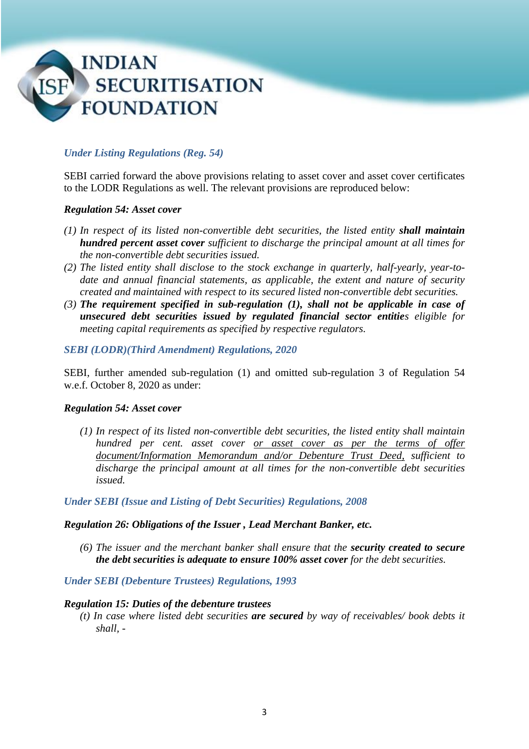### *Under Listing Regulations (Reg. 54)*

SEBI carried forward the above provisions relating to asset cover and asset cover certificates to the LODR Regulations as well. The relevant provisions are reproduced below:

***Regulation 54: Asset cover***

*(1) In respect of its listed non-convertible debt securities, the listed entity* ***shall maintain hundred percent asset cover*** *sufficient to discharge the principal amount at all times for the non-convertible debt securities issued.*

*(2) The listed entity shall disclose to the stock exchange in quarterly, half-yearly, year-to-date and annual financial statements, as applicable, the extent and nature of security created and maintained with respect to its secured listed non-convertible debt securities.*

*(3)* ***The requirement specified in sub-regulation (1), shall not be applicable in case of unsecured debt securities issued by regulated financial sector entitie****s eligible for meeting capital requirements as specified by respective regulators.*

### *SEBI (LODR)(Third Amendment) Regulations, 2020*

SEBI, further amended sub-regulation (1) and omitted sub-regulation 3 of Regulation 54 w.e.f. October 8, 2020 as under:

***Regulation 54: Asset cover***

*(1) In respect of its listed non-convertible debt securities, the listed entity shall maintain hundred per cent. asset cover <u>or asset cover as per the terms of offer document/Information Memorandum and/or Debenture Trust Deed,</u> sufficient to discharge the principal amount at all times for the non-convertible debt securities issued.*

### *Under SEBI (Issue and Listing of Debt Securities) Regulations, 2008*

***Regulation 26: Obligations of the Issuer , Lead Merchant Banker, etc.***

*(6) The issuer and the merchant banker shall ensure that the* ***security created to secure the debt securities is adequate to ensure 100% asset cover*** *for the debt securities.*

### *Under SEBI (Debenture Trustees) Regulations, 1993*

***Regulation 15: Duties of the debenture trustees***

*(t) In case where listed debt securities* ***are secured*** *by way of receivables/ book debts it shall, -*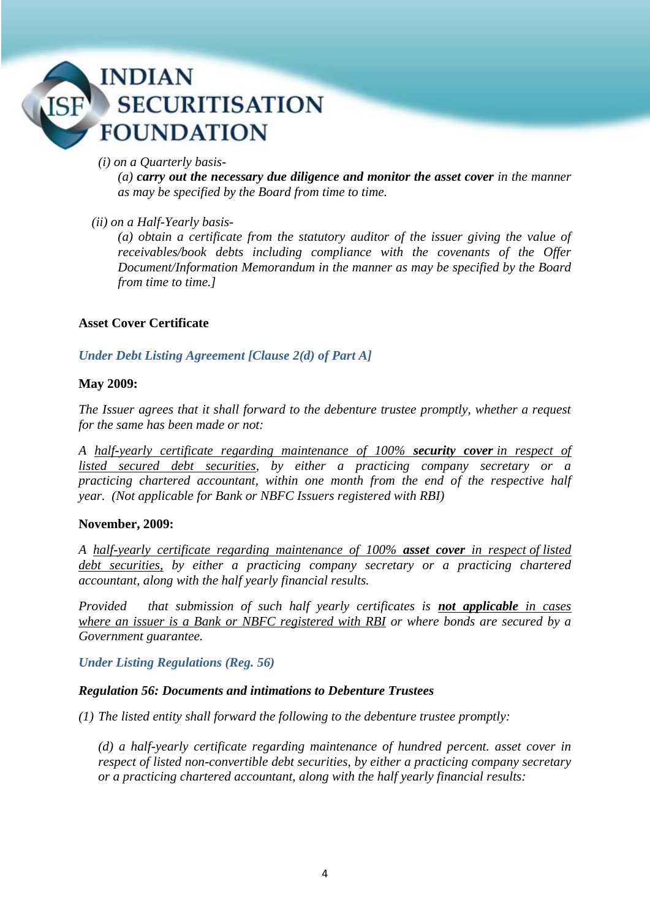*(i) on a Quarterly basis-*

*(a)* ***carry out the necessary due diligence and monitor the asset cover*** *in the manner as may be specified by the Board from time to time.*

*(ii) on a Half-Yearly basis-*

*(a) obtain a certificate from the statutory auditor of the issuer giving the value of receivables/book debts including compliance with the covenants of the Offer Document/Information Memorandum in the manner as may be specified by the Board from time to time.]*

**Asset Cover Certificate**

*Under Debt Listing Agreement [Clause 2(d) of Part A]*

**May 2009:**

*The Issuer agrees that it shall forward to the debenture trustee promptly, whether a request for the same has been made or not:*

*A <u>half-yearly certificate regarding maintenance of 100%</u>* ***<u>security cover</u>*** *<u>in respect of listed secured debt securities</u>, by either a practicing company secretary or a practicing chartered accountant, within one month from the end of the respective half year. (Not applicable for Bank or NBFC Issuers registered with RBI)*

**November, 2009:**

*A <u>half-yearly certificate regarding maintenance of 100%</u>* ***<u>asset cover</u>*** *<u>in respect of listed debt securities,</u> by either a practicing company secretary or a practicing chartered accountant, along with the half yearly financial results.*

*Provided that submission of such half yearly certificates is* ***<u>not applicable</u>*** *<u>in cases where an issuer is a Bank or NBFC registered with RBI</u> or where bonds are secured by a Government guarantee.*

*Under Listing Regulations (Reg. 56)*

***Regulation 56: Documents and intimations to Debenture Trustees***

*(1) The listed entity shall forward the following to the debenture trustee promptly:*

*(d) a half-yearly certificate regarding maintenance of hundred percent. asset cover in respect of listed non-convertible debt securities, by either a practicing company secretary or a practicing chartered accountant, along with the half yearly financial results:*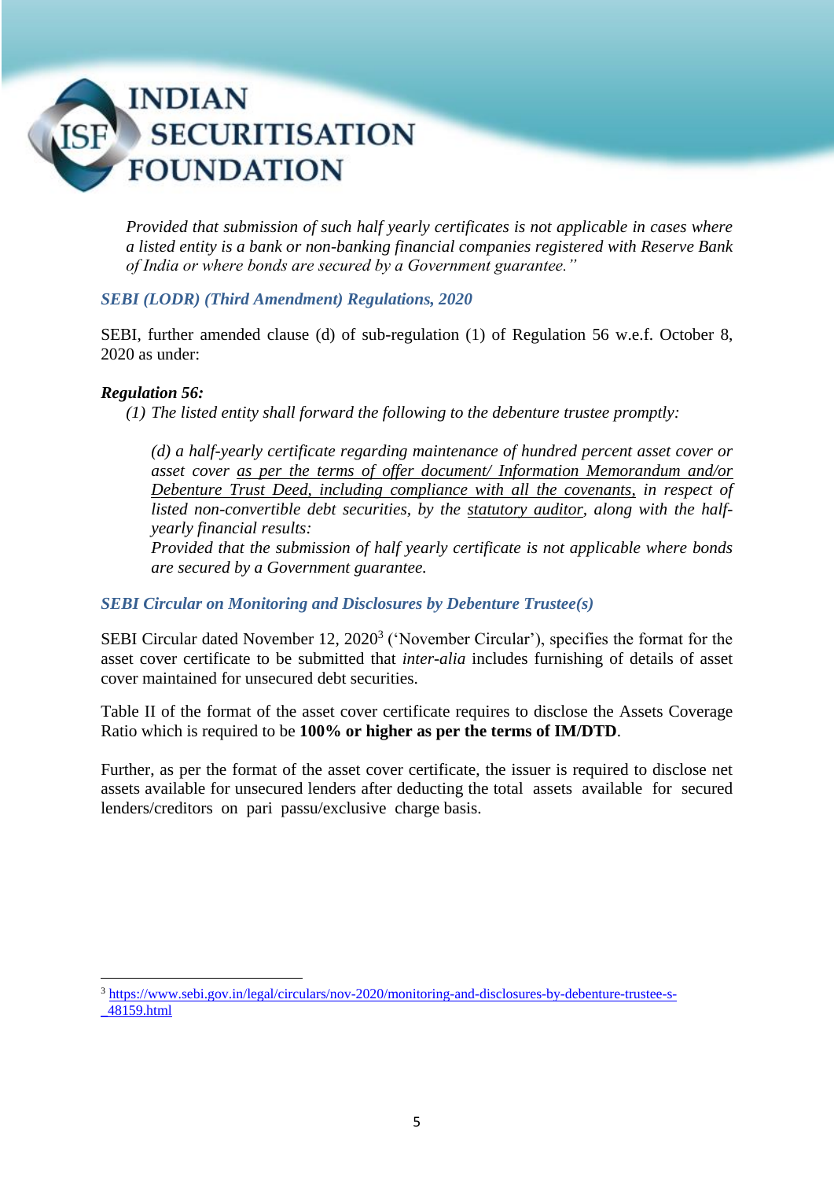*Provided that submission of such half yearly certificates is not applicable in cases where a listed entity is a bank or non-banking financial companies registered with Reserve Bank of India or where bonds are secured by a Government guarantee."*

### *SEBI (LODR) (Third Amendment) Regulations, 2020*

SEBI, further amended clause (d) of sub-regulation (1) of Regulation 56 w.e.f. October 8, 2020 as under:

***Regulation 56:***

*(1) The listed entity shall forward the following to the debenture trustee promptly:*

*(d) a half-yearly certificate regarding maintenance of hundred percent asset cover or asset cover <u>as per the terms of offer document/ Information Memorandum and/or Debenture Trust Deed, including compliance with all the covenants,</u> in respect of listed non-convertible debt securities, by the <u>statutory auditor</u>, along with the half-yearly financial results:*

*Provided that the submission of half yearly certificate is not applicable where bonds are secured by a Government guarantee.*

### *SEBI Circular on Monitoring and Disclosures by Debenture Trustee(s)*

SEBI Circular dated November 12, 2020[3] ('November Circular'), specifies the format for the asset cover certificate to be submitted that *inter-alia* includes furnishing of details of asset cover maintained for unsecured debt securities.

Table II of the format of the asset cover certificate requires to disclose the Assets Coverage Ratio which is required to be **100% or higher as per the terms of IM/DTD**.

Further, as per the format of the asset cover certificate, the issuer is required to disclose net assets available for unsecured lenders after deducting the total assets available for secured lenders/creditors on pari passu/exclusive charge basis.

---

[3] https://www.sebi.gov.in/legal/circulars/nov-2020/monitoring-and-disclosures-by-debenture-trustee-s-_48159.html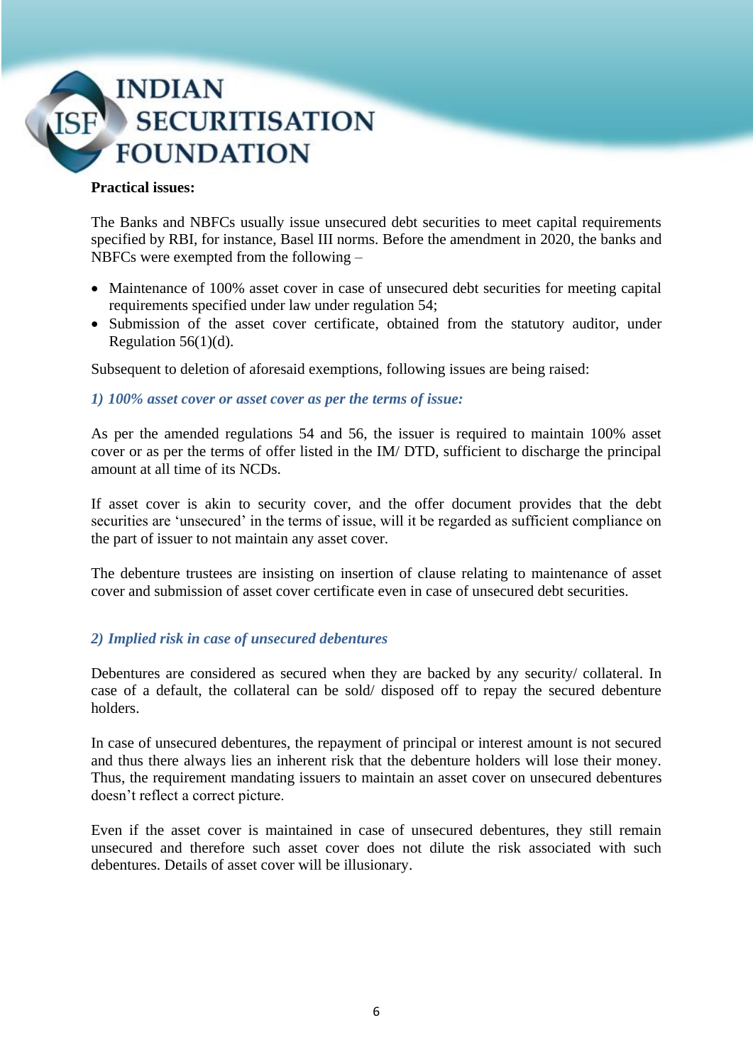**Practical issues:**

The Banks and NBFCs usually issue unsecured debt securities to meet capital requirements specified by RBI, for instance, Basel III norms. Before the amendment in 2020, the banks and NBFCs were exempted from the following –

- Maintenance of 100% asset cover in case of unsecured debt securities for meeting capital requirements specified under law under regulation 54;
- Submission of the asset cover certificate, obtained from the statutory auditor, under Regulation 56(1)(d).

Subsequent to deletion of aforesaid exemptions, following issues are being raised:

### *1) 100% asset cover or asset cover as per the terms of issue:*

As per the amended regulations 54 and 56, the issuer is required to maintain 100% asset cover or as per the terms of offer listed in the IM/ DTD, sufficient to discharge the principal amount at all time of its NCDs.

If asset cover is akin to security cover, and the offer document provides that the debt securities are 'unsecured' in the terms of issue, will it be regarded as sufficient compliance on the part of issuer to not maintain any asset cover.

The debenture trustees are insisting on insertion of clause relating to maintenance of asset cover and submission of asset cover certificate even in case of unsecured debt securities.

### *2) Implied risk in case of unsecured debentures*

Debentures are considered as secured when they are backed by any security/ collateral. In case of a default, the collateral can be sold/ disposed off to repay the secured debenture holders.

In case of unsecured debentures, the repayment of principal or interest amount is not secured and thus there always lies an inherent risk that the debenture holders will lose their money. Thus, the requirement mandating issuers to maintain an asset cover on unsecured debentures doesn't reflect a correct picture.

Even if the asset cover is maintained in case of unsecured debentures, they still remain unsecured and therefore such asset cover does not dilute the risk associated with such debentures. Details of asset cover will be illusionary.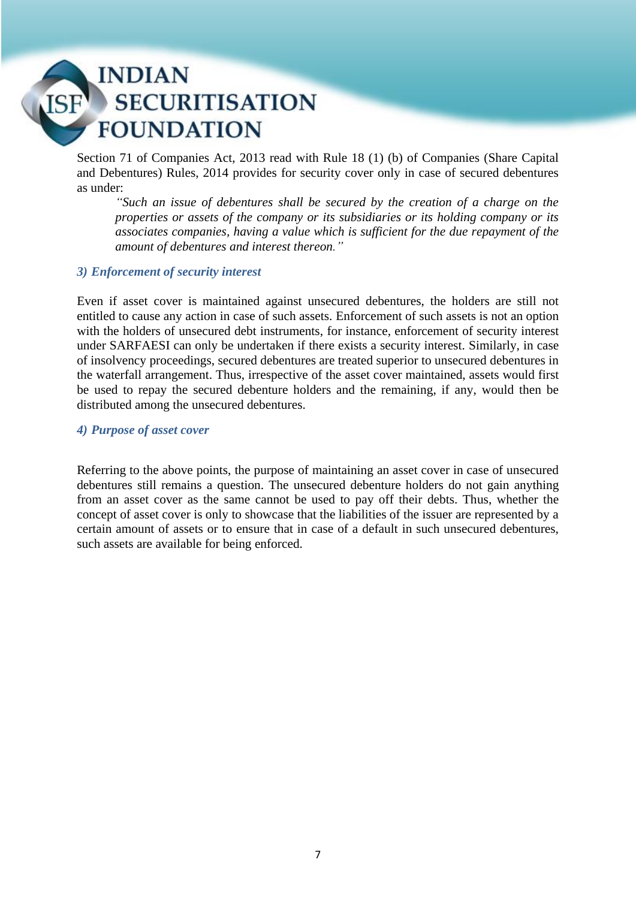Section 71 of Companies Act, 2013 read with Rule 18 (1) (b) of Companies (Share Capital and Debentures) Rules, 2014 provides for security cover only in case of secured debentures as under:

> *"Such an issue of debentures shall be secured by the creation of a charge on the properties or assets of the company or its subsidiaries or its holding company or its associates companies, having a value which is sufficient for the due repayment of the amount of debentures and interest thereon."*

### *3) Enforcement of security interest*

Even if asset cover is maintained against unsecured debentures, the holders are still not entitled to cause any action in case of such assets. Enforcement of such assets is not an option with the holders of unsecured debt instruments, for instance, enforcement of security interest under SARFAESI can only be undertaken if there exists a security interest. Similarly, in case of insolvency proceedings, secured debentures are treated superior to unsecured debentures in the waterfall arrangement. Thus, irrespective of the asset cover maintained, assets would first be used to repay the secured debenture holders and the remaining, if any, would then be distributed among the unsecured debentures.

### *4) Purpose of asset cover*

Referring to the above points, the purpose of maintaining an asset cover in case of unsecured debentures still remains a question. The unsecured debenture holders do not gain anything from an asset cover as the same cannot be used to pay off their debts. Thus, whether the concept of asset cover is only to showcase that the liabilities of the issuer are represented by a certain amount of assets or to ensure that in case of a default in such unsecured debentures, such assets are available for being enforced.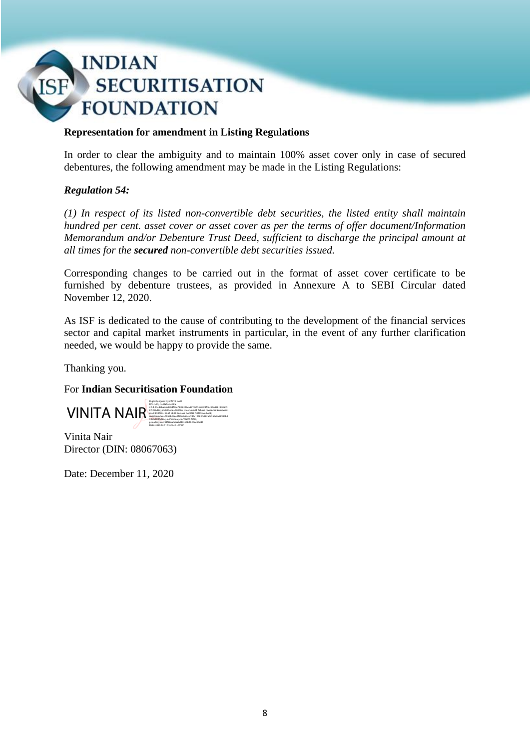**Representation for amendment in Listing Regulations**

In order to clear the ambiguity and to maintain 100% asset cover only in case of secured debentures, the following amendment may be made in the Listing Regulations:

***Regulation 54:***

*(1) In respect of its listed non-convertible debt securities, the listed entity shall maintain hundred per cent. asset cover or asset cover as per the terms of offer document/Information Memorandum and/or Debenture Trust Deed, sufficient to discharge the principal amount at all times for the **secured** non-convertible debt securities issued.*

Corresponding changes to be carried out in the format of asset cover certificate to be furnished by debenture trustees, as provided in Annexure A to SEBI Circular dated November 12, 2020.

As ISF is dedicated to the cause of contributing to the development of the financial services sector and capital market instruments in particular, in the event of any further clarification needed, we would be happy to provide the same.

Thanking you.

For **Indian Securitisation Foundation**

VINITA NAIR

Vinita Nair
Director (DIN: 08067063)

Date: December 11, 2020